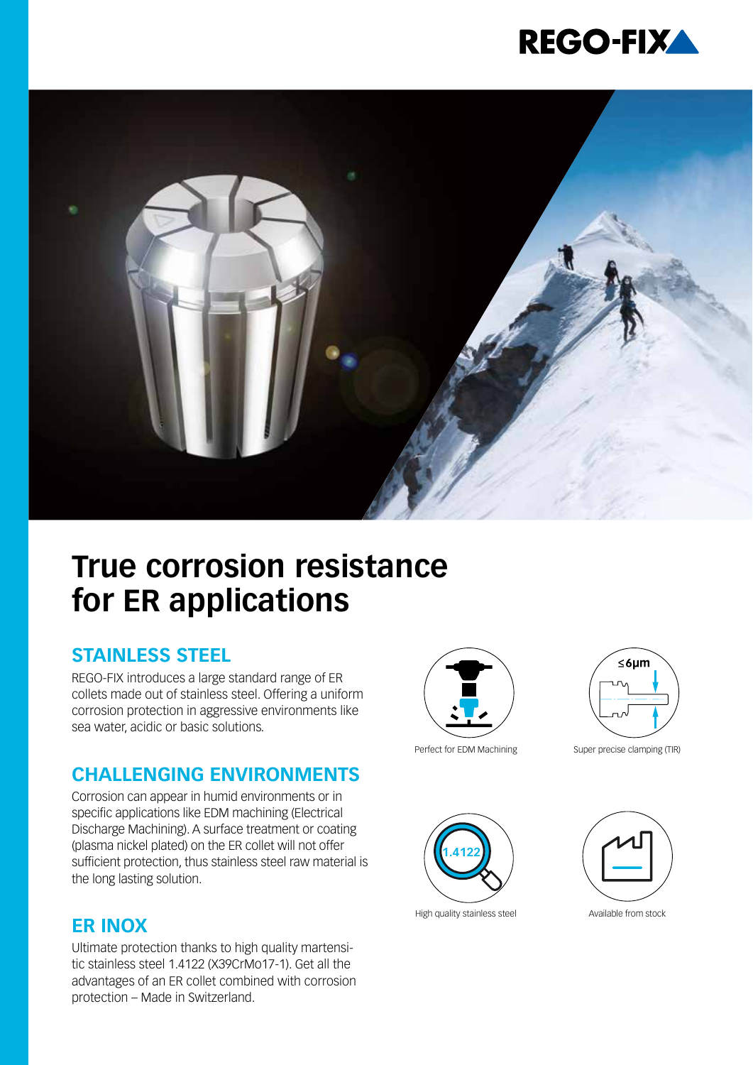# True corrosion resistance for ER applications

## STAINLESS STEEL

REGO-FIX introduces a large standard range of ER collets made out of stainless steel. Offering a uniform corrosion protection in aggressive environments like sea water, acidic or basic solutions.

## CHALLENGING ENVIRONMENTS

Corrosion can appear in humid environments or in specific applications like EDM machining (Electrical Discharge Machining). A surface treatment or coating (plasma nickel plated) on the ER collet will not offer sufficient protection, thus stainless steel raw material is the long lasting solution.

## ER INOX

Ultimate protection thanks to high quality martensitic stainless steel 1.4122 (X39CrMo17-1). Get all the advantages of an ER collet combined with corrosion protection – Made in Switzerland.

Perfect for EDM Machining

≤6µm

Super precise clamping (TIR)

1.4122

High quality stainless steel

Available from stock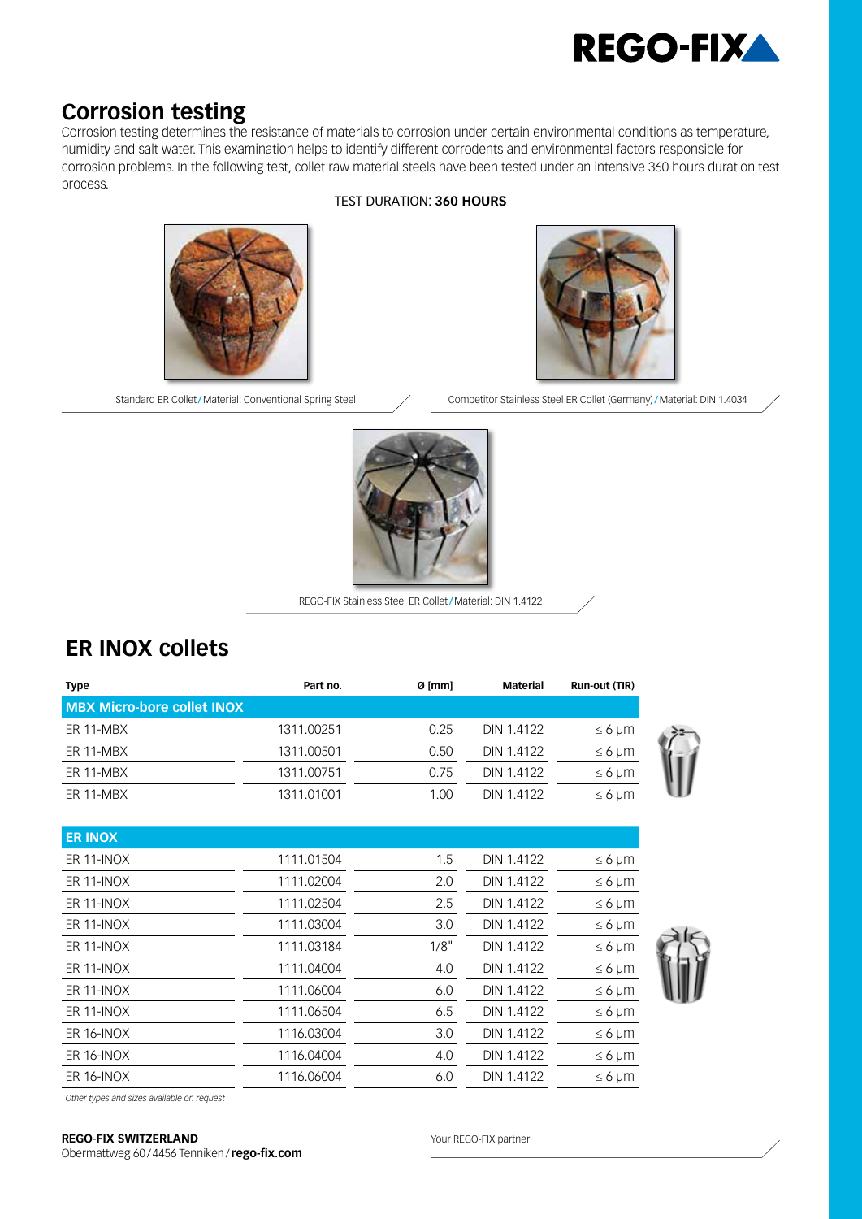# Corrosion testing

Corrosion testing determines the resistance of materials to corrosion under certain environmental conditions as temperature, humidity and salt water. This examination helps to identify different corrodents and environmental factors responsible for corrosion problems. In the following test, collet raw material steels have been tested under an intensive 360 hours duration test process.

TEST DURATION: **360 HOURS**

Standard ER Collet / Material: Conventional Spring Steel

Competitor Stainless Steel ER Collet (Germany) / Material: DIN 1.4034

REGO-FIX Stainless Steel ER Collet / Material: DIN 1.4122

## ER INOX collets

| Type | Part no. | Ø [mm] | Material | Run-out (TIR) |
|---|---|---|---|---|
| **MBX Micro-bore collet INOX** | | | | |
| ER 11-MBX | 1311.00251 | 0.25 | DIN 1.4122 | ≤ 6 µm |
| ER 11-MBX | 1311.00501 | 0.50 | DIN 1.4122 | ≤ 6 µm |
| ER 11-MBX | 1311.00751 | 0.75 | DIN 1.4122 | ≤ 6 µm |
| ER 11-MBX | 1311.01001 | 1.00 | DIN 1.4122 | ≤ 6 µm |
| **ER INOX** | | | | |
| ER 11-INOX | 1111.01504 | 1.5 | DIN 1.4122 | ≤ 6 µm |
| ER 11-INOX | 1111.02004 | 2.0 | DIN 1.4122 | ≤ 6 µm |
| ER 11-INOX | 1111.02504 | 2.5 | DIN 1.4122 | ≤ 6 µm |
| ER 11-INOX | 1111.03004 | 3.0 | DIN 1.4122 | ≤ 6 µm |
| ER 11-INOX | 1111.03184 | 1/8" | DIN 1.4122 | ≤ 6 µm |
| ER 11-INOX | 1111.04004 | 4.0 | DIN 1.4122 | ≤ 6 µm |
| ER 11-INOX | 1111.06004 | 6.0 | DIN 1.4122 | ≤ 6 µm |
| ER 11-INOX | 1111.06504 | 6.5 | DIN 1.4122 | ≤ 6 µm |
| ER 16-INOX | 1116.03004 | 3.0 | DIN 1.4122 | ≤ 6 µm |
| ER 16-INOX | 1116.04004 | 4.0 | DIN 1.4122 | ≤ 6 µm |
| ER 16-INOX | 1116.06004 | 6.0 | DIN 1.4122 | ≤ 6 µm |

*Other types and sizes available on request*

**REGO-FIX SWITZERLAND**
Obermattweg 60 / 4456 Tenniken / **rego-fix.com**

Your REGO-FIX partner